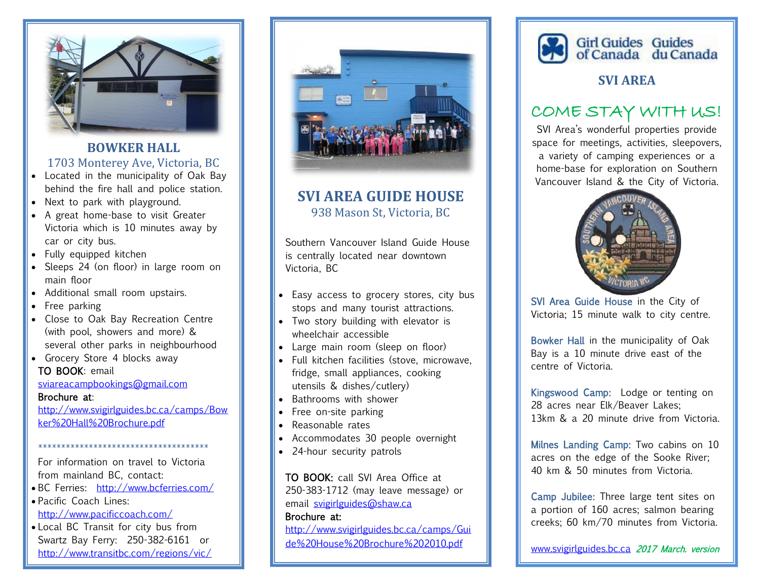## BOWKER HALL

1703 Monterey Ave, Victoria, BC

- Located in the municipality of Oak Bay behind the fire hall and police station.
- Next to park with playground.
- A great home-base to visit Greater Victoria which is 10 minutes away by car or city bus.
- Fully equipped kitchen
- Sleeps 24 (on floor) in large room on main floor
- Additional small room upstairs.
- Free parking
- Close to Oak Bay Recreation Centre (with pool, showers and more) & several other parks in neighbourhood
- Grocery Store 4 blocks away

**TO BOOK**: email sviareacampbookings@gmail.com

**Brochure at**: http://www.svigirlguides.bc.ca/camps/Bowker%20Hall%20Brochure.pdf

**************************************

For information on travel to Victoria from mainland BC, contact:

- BC Ferries: http://www.bcferries.com/
- Pacific Coach Lines: http://www.pacificcoach.com/
- Local BC Transit for city bus from Swartz Bay Ferry: 250-382-6161 or http://www.transitbc.com/regions/vic/

## SVI AREA GUIDE HOUSE

938 Mason St, Victoria, BC

Southern Vancouver Island Guide House is centrally located near downtown Victoria, BC

- Easy access to grocery stores, city bus stops and many tourist attractions.
- Two story building with elevator is wheelchair accessible
- Large main room (sleep on floor)
- Full kitchen facilities (stove, microwave, fridge, small appliances, cooking utensils & dishes/cutlery)
- Bathrooms with shower
- Free on-site parking
- Reasonable rates
- Accommodates 30 people overnight
- 24-hour security patrols

**TO BOOK:** call SVI Area Office at 250-383-1712 (may leave message) or email svigirlguides@shaw.ca

**Brochure at:** http://www.svigirlguides.bc.ca/camps/Guide%20House%20Brochure%202010.pdf

Girl Guides of Canada Guides du Canada

## SVI AREA

# COME STAY WITH US!

SVI Area's wonderful properties provide space for meetings, activities, sleepovers, a variety of camping experiences or a home-base for exploration on Southern Vancouver Island & the City of Victoria.

SVI Area Guide House in the City of Victoria; 15 minute walk to city centre.

Bowker Hall in the municipality of Oak Bay is a 10 minute drive east of the centre of Victoria.

Kingswood Camp: Lodge or tenting on 28 acres near Elk/Beaver Lakes; 13km & a 20 minute drive from Victoria.

Milnes Landing Camp: Two cabins on 10 acres on the edge of the Sooke River; 40 km & 50 minutes from Victoria.

Camp Jubilee: Three large tent sites on a portion of 160 acres; salmon bearing creeks; 60 km/70 minutes from Victoria.

www.svigirlguides.bc.ca *2017 March. version*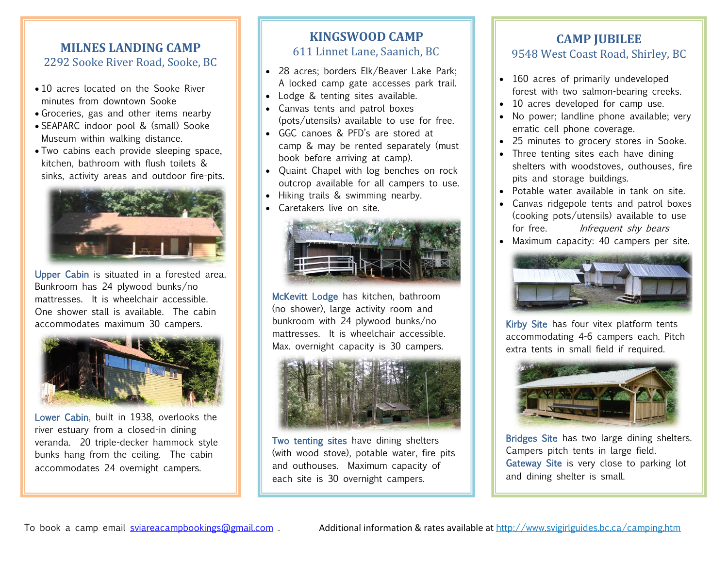## MILNES LANDING CAMP

2292 Sooke River Road, Sooke, BC

- 10 acres located on the Sooke River minutes from downtown Sooke
- Groceries, gas and other items nearby
- SEAPARC indoor pool & (small) Sooke Museum within walking distance.
- Two cabins each provide sleeping space, kitchen, bathroom with flush toilets & sinks, activity areas and outdoor fire-pits.

Upper Cabin is situated in a forested area. Bunkroom has 24 plywood bunks/no mattresses. It is wheelchair accessible. One shower stall is available. The cabin accommodates maximum 30 campers.

Lower Cabin, built in 1938, overlooks the river estuary from a closed-in dining veranda. 20 triple-decker hammock style bunks hang from the ceiling. The cabin accommodates 24 overnight campers.

## KINGSWOOD CAMP

611 Linnet Lane, Saanich, BC

- 28 acres; borders Elk/Beaver Lake Park; A locked camp gate accesses park trail.
- Lodge & tenting sites available.
- Canvas tents and patrol boxes (pots/utensils) available to use for free.
- GGC canoes & PFD's are stored at camp & may be rented separately (must book before arriving at camp).
- Quaint Chapel with log benches on rock outcrop available for all campers to use.
- Hiking trails & swimming nearby.
- Caretakers live on site.

McKevitt Lodge has kitchen, bathroom (no shower), large activity room and bunkroom with 24 plywood bunks/no mattresses. It is wheelchair accessible. Max. overnight capacity is 30 campers.

Two tenting sites have dining shelters (with wood stove), potable water, fire pits and outhouses. Maximum capacity of each site is 30 overnight campers.

## CAMP JUBILEE

9548 West Coast Road, Shirley, BC

- 160 acres of primarily undeveloped forest with two salmon-bearing creeks.
- 10 acres developed for camp use.
- No power; landline phone available; very erratic cell phone coverage.
- 25 minutes to grocery stores in Sooke.
- Three tenting sites each have dining shelters with woodstoves, outhouses, fire pits and storage buildings.
- Potable water available in tank on site.
- Canvas ridgepole tents and patrol boxes (cooking pots/utensils) available to use for free. *Infrequent shy bears*
- Maximum capacity: 40 campers per site.

Kirby Site has four vitex platform tents accommodating 4-6 campers each. Pitch extra tents in small field if required.

Bridges Site has two large dining shelters. Campers pitch tents in large field.

Gateway Site is very close to parking lot and dining shelter is small.

To book a camp email sviareacampbookings@gmail.com . Additional information & rates available at http://www.svigirlguides.bc.ca/camping.htm